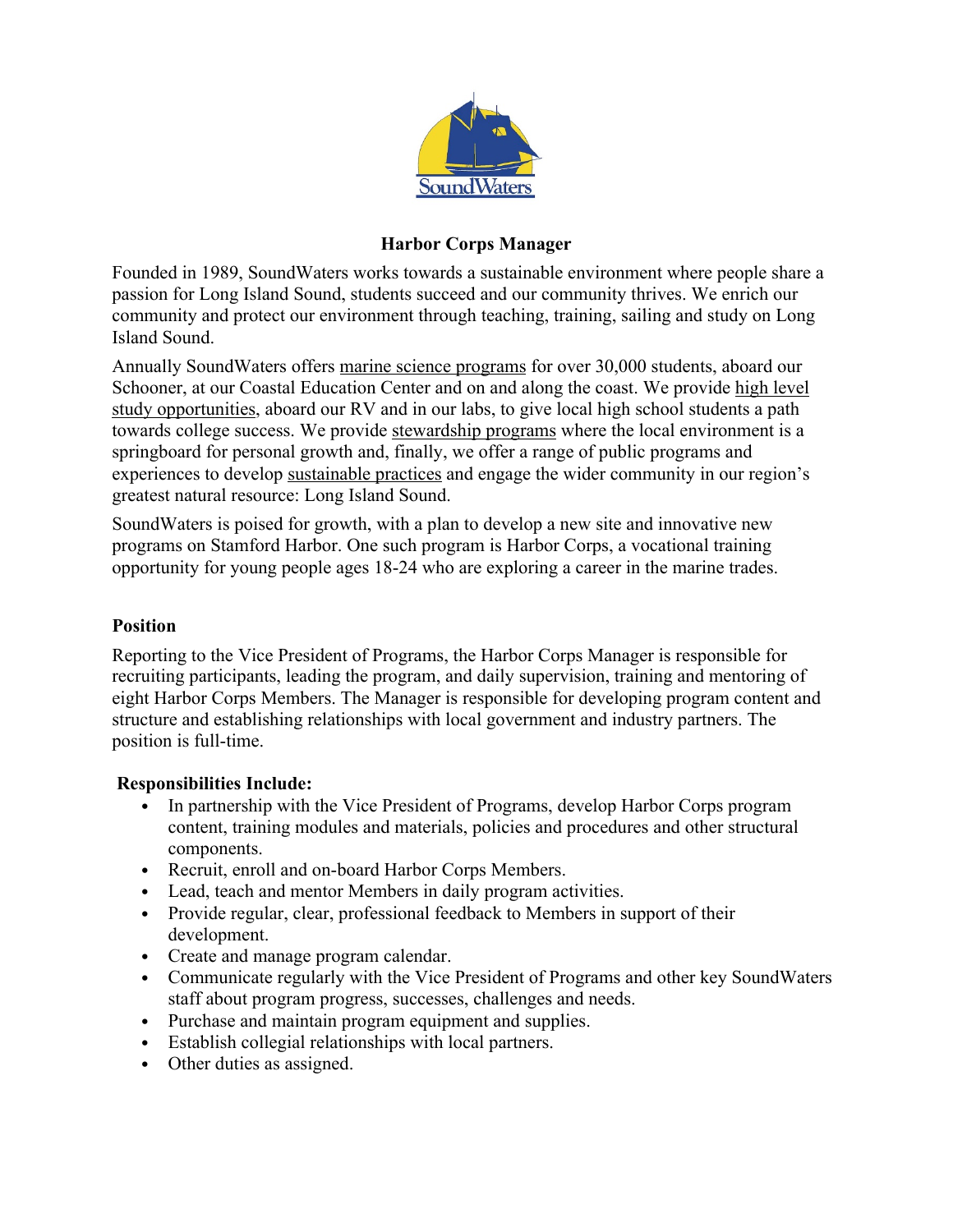# Harbor Corps Manager

Founded in 1989, SoundWaters works towards a sustainable environment where people share a passion for Long Island Sound, students succeed and our community thrives. We enrich our community and protect our environment through teaching, training, sailing and study on Long Island Sound.

Annually SoundWaters offers marine science programs for over 30,000 students, aboard our Schooner, at our Coastal Education Center and on and along the coast. We provide high level study opportunities, aboard our RV and in our labs, to give local high school students a path towards college success. We provide stewardship programs where the local environment is a springboard for personal growth and, finally, we offer a range of public programs and experiences to develop sustainable practices and engage the wider community in our region's greatest natural resource: Long Island Sound.

SoundWaters is poised for growth, with a plan to develop a new site and innovative new programs on Stamford Harbor. One such program is Harbor Corps, a vocational training opportunity for young people ages 18-24 who are exploring a career in the marine trades.

## Position

Reporting to the Vice President of Programs, the Harbor Corps Manager is responsible for recruiting participants, leading the program, and daily supervision, training and mentoring of eight Harbor Corps Members. The Manager is responsible for developing program content and structure and establishing relationships with local government and industry partners. The position is full-time.

## Responsibilities Include:

- In partnership with the Vice President of Programs, develop Harbor Corps program content, training modules and materials, policies and procedures and other structural components.
- Recruit, enroll and on-board Harbor Corps Members.
- Lead, teach and mentor Members in daily program activities.
- Provide regular, clear, professional feedback to Members in support of their development.
- Create and manage program calendar.
- Communicate regularly with the Vice President of Programs and other key SoundWaters staff about program progress, successes, challenges and needs.
- Purchase and maintain program equipment and supplies.
- Establish collegial relationships with local partners.
- Other duties as assigned.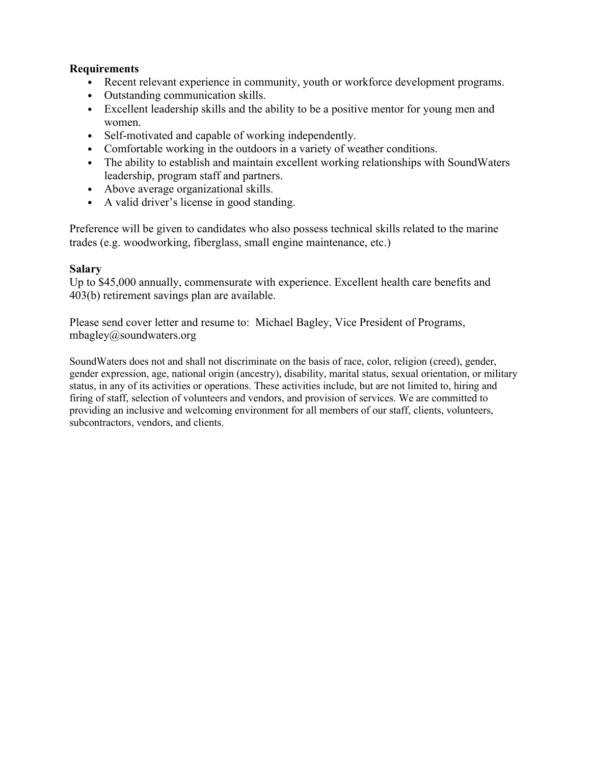**Requirements**

- Recent relevant experience in community, youth or workforce development programs.
- Outstanding communication skills.
- Excellent leadership skills and the ability to be a positive mentor for young men and women.
- Self-motivated and capable of working independently.
- Comfortable working in the outdoors in a variety of weather conditions.
- The ability to establish and maintain excellent working relationships with SoundWaters leadership, program staff and partners.
- Above average organizational skills.
- A valid driver's license in good standing.

Preference will be given to candidates who also possess technical skills related to the marine trades (e.g. woodworking, fiberglass, small engine maintenance, etc.)

**Salary**

Up to $45,000 annually, commensurate with experience. Excellent health care benefits and 403(b) retirement savings plan are available.

Please send cover letter and resume to: Michael Bagley, Vice President of Programs, mbagley@soundwaters.org

SoundWaters does not and shall not discriminate on the basis of race, color, religion (creed), gender, gender expression, age, national origin (ancestry), disability, marital status, sexual orientation, or military status, in any of its activities or operations. These activities include, but are not limited to, hiring and firing of staff, selection of volunteers and vendors, and provision of services. We are committed to providing an inclusive and welcoming environment for all members of our staff, clients, volunteers, subcontractors, vendors, and clients.